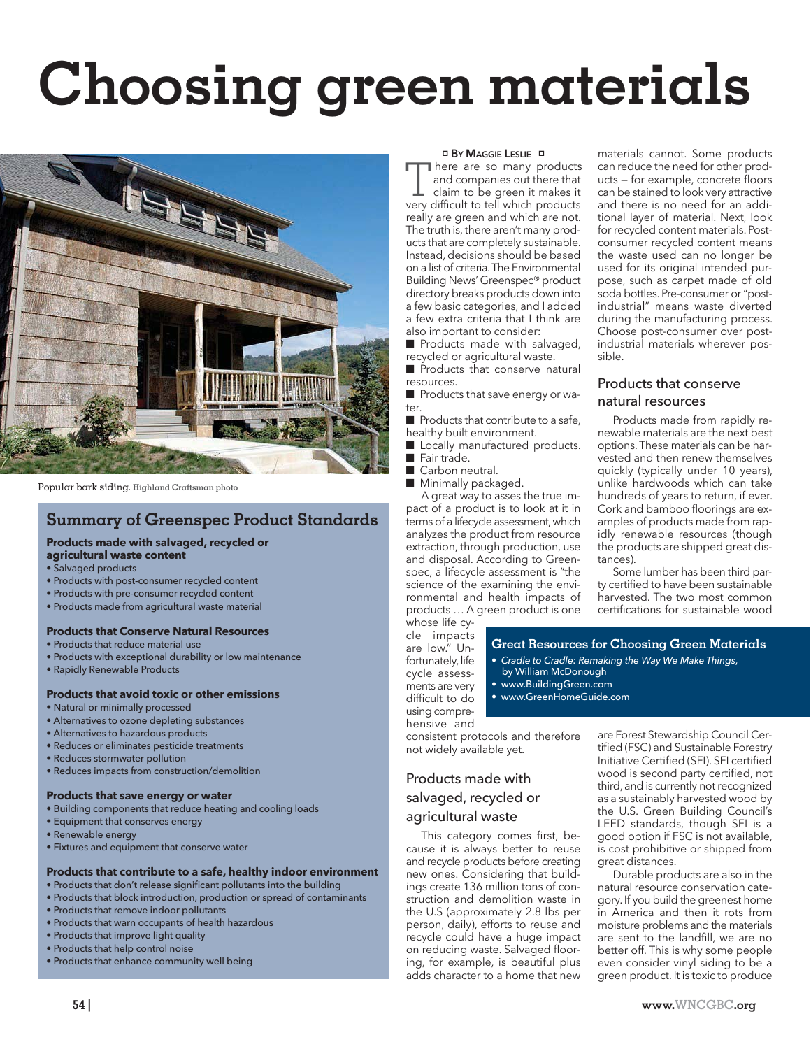# Choosing green materials

Popular bark siding. Highland Craftsman photo

## Summary of Greenspec Product Standards

**Products made with salvaged, recycled or agricultural waste content**

- Salvaged products
- Products with post-consumer recycled content
- Products with pre-consumer recycled content
- Products made from agricultural waste material

**Products that Conserve Natural Resources**

- Products that reduce material use
- Products with exceptional durability or low maintenance
- Rapidly Renewable Products

**Products that avoid toxic or other emissions**

- Natural or minimally processed
- Alternatives to ozone depleting substances
- Alternatives to hazardous products
- Reduces or eliminates pesticide treatments
- Reduces stormwater pollution
- Reduces impacts from construction/demolition

**Products that save energy or water**

- Building components that reduce heating and cooling loads
- Equipment that conserves energy
- Renewable energy
- Fixtures and equipment that conserve water

**Products that contribute to a safe, healthy indoor environment**

- Products that don't release significant pollutants into the building
- Products that block introduction, production or spread of contaminants
- Products that remove indoor pollutants
- Products that warn occupants of health hazardous
- Products that improve light quality
- Products that help control noise
- Products that enhance community well being

By Maggie Leslie

There are so many products and companies out there that claim to be green it makes it very difficult to tell which products really are green and which are not. The truth is, there aren't many products that are completely sustainable. Instead, decisions should be based on a list of criteria. The Environmental Building News' Greenspec® product directory breaks products down into a few basic categories, and I added a few extra criteria that I think are also important to consider:

- Products made with salvaged, recycled or agricultural waste.
- Products that conserve natural resources.
- Products that save energy or water.
- Products that contribute to a safe, healthy built environment.
- Locally manufactured products.
- Fair trade.
- Carbon neutral.
- Minimally packaged.

A great way to asses the true impact of a product is to look at it in terms of a lifecycle assessment, which analyzes the product from resource extraction, through production, use and disposal. According to Greenspec, a lifecycle assessment is "the science of the examining the environmental and health impacts of products … A green product is one whose life cycle impacts are low." Unfortunately, life cycle assessments are very difficult to do using comprehensive and consistent protocols and therefore not widely available yet.

### Great Resources for Choosing Green Materials

- *Cradle to Cradle: Remaking the Way We Make Things*, by William McDonough
- www.BuildingGreen.com
- www.GreenHomeGuide.com

### Products made with salvaged, recycled or agricultural waste

This category comes first, because it is always better to reuse and recycle products before creating new ones. Considering that buildings create 136 million tons of construction and demolition waste in the U.S (approximately 2.8 lbs per person, daily), efforts to reuse and recycle could have a huge impact on reducing waste. Salvaged flooring, for example, is beautiful plus adds character to a home that new materials cannot. Some products can reduce the need for other products – for example, concrete floors can be stained to look very attractive and there is no need for an additional layer of material. Next, look for recycled content materials. Post-consumer recycled content means the waste used can no longer be used for its original intended purpose, such as carpet made of old soda bottles. Pre-consumer or "post-industrial" means waste diverted during the manufacturing process. Choose post-consumer over post-industrial materials wherever possible.

### Products that conserve natural resources

Products made from rapidly renewable materials are the next best options. These materials can be harvested and then renew themselves quickly (typically under 10 years), unlike hardwoods which can take hundreds of years to return, if ever. Cork and bamboo floorings are examples of products made from rapidly renewable resources (though the products are shipped great distances).

Some lumber has been third party certified to have been sustainable harvested. The two most common certifications for sustainable wood are Forest Stewardship Council Certified (FSC) and Sustainable Forestry Initiative Certified (SFI). SFI certified wood is second party certified, not third, and is currently not recognized as a sustainably harvested wood by the U.S. Green Building Council's LEED standards, though SFI is a good option if FSC is not available, is cost prohibitive or shipped from great distances.

Durable products are also in the natural resource conservation category. If you build the greenest home in America and then it rots from moisture problems and the materials are sent to the landfill, we are no better off. This is why some people even consider vinyl siding to be a green product. It is toxic to produce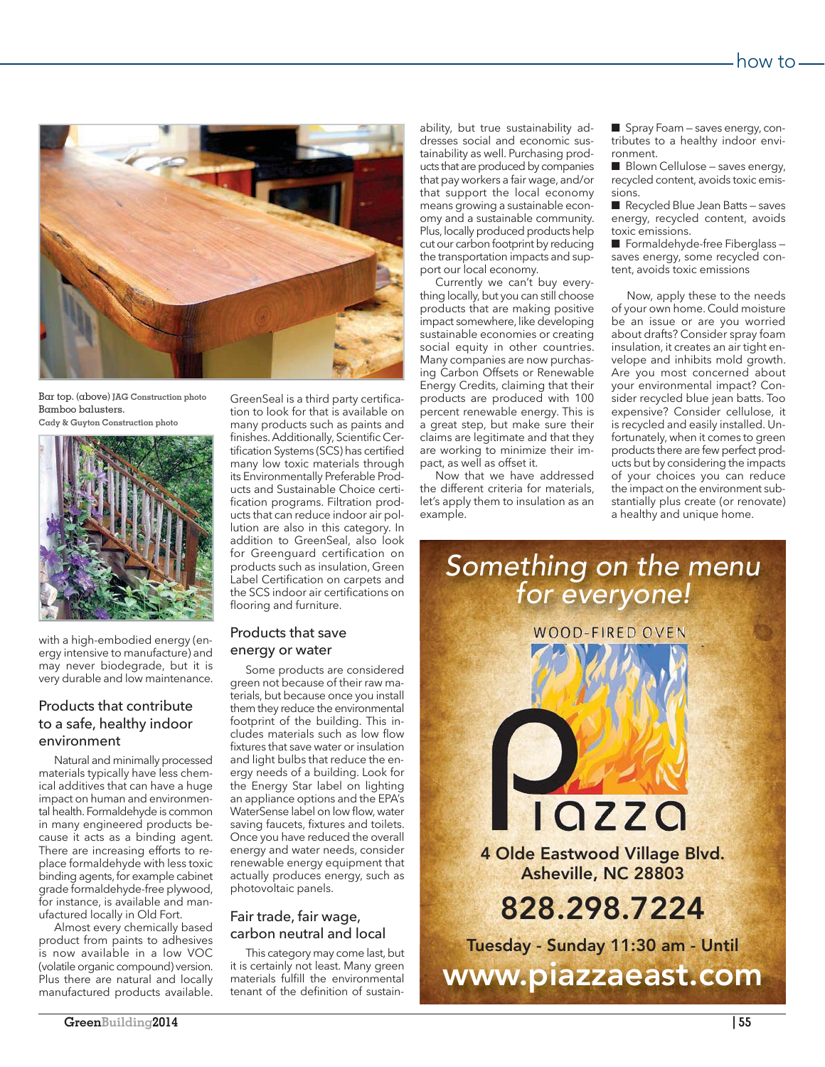Bar top. (above) JAG Construction photo
Bamboo balusters.
Cady & Guyton Construction photo

with a high-embodied energy (energy intensive to manufacture) and may never biodegrade, but it is very durable and low maintenance.

## Products that contribute to a safe, healthy indoor environment

Natural and minimally processed materials typically have less chemical additives that can have a huge impact on human and environmental health. Formaldehyde is common in many engineered products because it acts as a binding agent. There are increasing efforts to replace formaldehyde with less toxic binding agents, for example cabinet grade formaldehyde-free plywood, for instance, is available and manufactured locally in Old Fort.

Almost every chemically based product from paints to adhesives is now available in a low VOC (volatile organic compound) version. Plus there are natural and locally manufactured products available. GreenSeal is a third party certification to look for that is available on many products such as paints and finishes. Additionally, Scientific Certification Systems (SCS) has certified many low toxic materials through its Environmentally Preferable Products and Sustainable Choice certification programs. Filtration products that can reduce indoor air pollution are also in this category. In addition to GreenSeal, also look for Greenguard certification on products such as insulation, Green Label Certification on carpets and the SCS indoor air certifications on flooring and furniture.

## Products that save energy or water

Some products are considered green not because of their raw materials, but because once you install them they reduce the environmental footprint of the building. This includes materials such as low flow fixtures that save water or insulation and light bulbs that reduce the energy needs of a building. Look for the Energy Star label on lighting an appliance options and the EPA's WaterSense label on low flow, water saving faucets, fixtures and toilets. Once you have reduced the overall energy and water needs, consider renewable energy equipment that actually produces energy, such as photovoltaic panels.

## Fair trade, fair wage, carbon neutral and local

This category may come last, but it is certainly not least. Many green materials fulfill the environmental tenant of the definition of sustainability, but true sustainability addresses social and economic sustainability as well. Purchasing products that are produced by companies that pay workers a fair wage, and/or that support the local economy means growing a sustainable economy and a sustainable community. Plus, locally produced products help cut our carbon footprint by reducing the transportation impacts and support our local economy.

Currently we can't buy everything locally, but you can still choose products that are making positive impact somewhere, like developing sustainable economies or creating social equity in other countries. Many companies are now purchasing Carbon Offsets or Renewable Energy Credits, claiming that their products are produced with 100 percent renewable energy. This is a great step, but make sure their claims are legitimate and that they are working to minimize their impact, as well as offset it.

Now that we have addressed the different criteria for materials, let's apply them to insulation as an example.

- Spray Foam – saves energy, contributes to a healthy indoor environment.
- Blown Cellulose – saves energy, recycled content, avoids toxic emissions.
- Recycled Blue Jean Batts – saves energy, recycled content, avoids toxic emissions.
- Formaldehyde-free Fiberglass – saves energy, some recycled content, avoids toxic emissions

Now, apply these to the needs of your own home. Could moisture be an issue or are you worried about drafts? Consider spray foam insulation, it creates an air tight envelope and inhibits mold growth. Are you most concerned about your environmental impact? Consider recycled blue jean batts. Too expensive? Consider cellulose, it is recycled and easily installed. Unfortunately, when it comes to green products there are few perfect products but by considering the impacts of your choices you can reduce the impact on the environment substantially plus create (or renovate) a healthy and unique home.

*Something on the menu for everyone!*

WOOD-FIRED OVEN

Piazza

4 Olde Eastwood Village Blvd.
Asheville, NC 28803

828.298.7224

Tuesday - Sunday 11:30 am - Until

www.piazzaeast.com